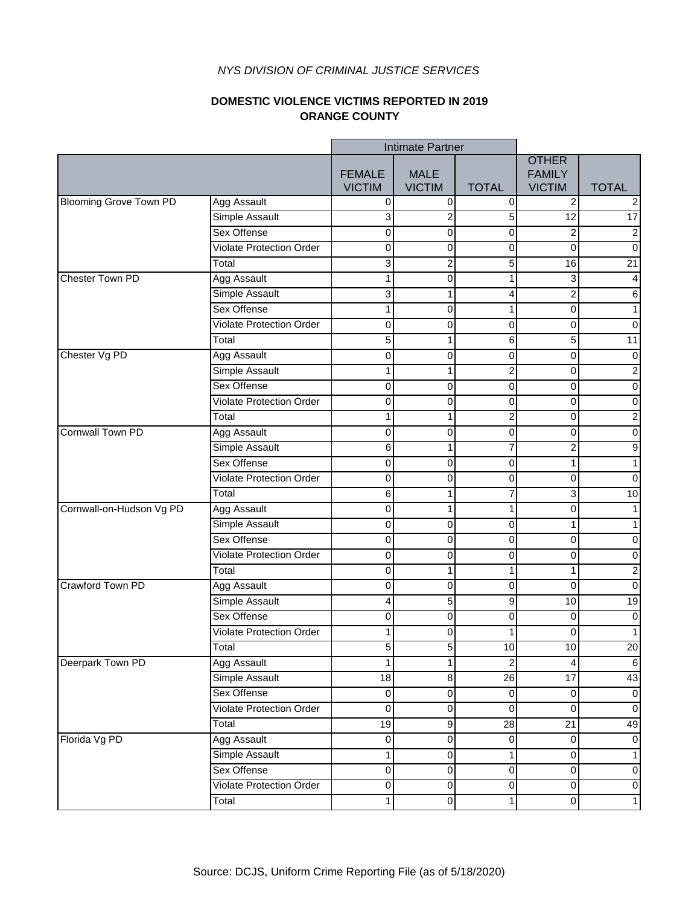*NYS DIVISION OF CRIMINAL JUSTICE SERVICES*

**DOMESTIC VIOLENCE VICTIMS REPORTED IN 2019**
**ORANGE COUNTY**

| | | Intimate Partner | | | | |
|---|---|---|---|---|---|---|
| | | FEMALE VICTIM | MALE VICTIM | TOTAL | OTHER FAMILY VICTIM | TOTAL |
| Blooming Grove Town PD | Agg Assault | 0 | 0 | 0 | 2 | 2 |
| | Simple Assault | 3 | 2 | 5 | 12 | 17 |
| | Sex Offense | 0 | 0 | 0 | 2 | 2 |
| | Violate Protection Order | 0 | 0 | 0 | 0 | 0 |
| | Total | 3 | 2 | 5 | 16 | 21 |
| Chester Town PD | Agg Assault | 1 | 0 | 1 | 3 | 4 |
| | Simple Assault | 3 | 1 | 4 | 2 | 6 |
| | Sex Offense | 1 | 0 | 1 | 0 | 1 |
| | Violate Protection Order | 0 | 0 | 0 | 0 | 0 |
| | Total | 5 | 1 | 6 | 5 | 11 |
| Chester Vg PD | Agg Assault | 0 | 0 | 0 | 0 | 0 |
| | Simple Assault | 1 | 1 | 2 | 0 | 2 |
| | Sex Offense | 0 | 0 | 0 | 0 | 0 |
| | Violate Protection Order | 0 | 0 | 0 | 0 | 0 |
| | Total | 1 | 1 | 2 | 0 | 2 |
| Cornwall Town PD | Agg Assault | 0 | 0 | 0 | 0 | 0 |
| | Simple Assault | 6 | 1 | 7 | 2 | 9 |
| | Sex Offense | 0 | 0 | 0 | 1 | 1 |
| | Violate Protection Order | 0 | 0 | 0 | 0 | 0 |
| | Total | 6 | 1 | 7 | 3 | 10 |
| Cornwall-on-Hudson Vg PD | Agg Assault | 0 | 1 | 1 | 0 | 1 |
| | Simple Assault | 0 | 0 | 0 | 1 | 1 |
| | Sex Offense | 0 | 0 | 0 | 0 | 0 |
| | Violate Protection Order | 0 | 0 | 0 | 0 | 0 |
| | Total | 0 | 1 | 1 | 1 | 2 |
| Crawford Town PD | Agg Assault | 0 | 0 | 0 | 0 | 0 |
| | Simple Assault | 4 | 5 | 9 | 10 | 19 |
| | Sex Offense | 0 | 0 | 0 | 0 | 0 |
| | Violate Protection Order | 1 | 0 | 1 | 0 | 1 |
| | Total | 5 | 5 | 10 | 10 | 20 |
| Deerpark Town PD | Agg Assault | 1 | 1 | 2 | 4 | 6 |
| | Simple Assault | 18 | 8 | 26 | 17 | 43 |
| | Sex Offense | 0 | 0 | 0 | 0 | 0 |
| | Violate Protection Order | 0 | 0 | 0 | 0 | 0 |
| | Total | 19 | 9 | 28 | 21 | 49 |
| Florida Vg PD | Agg Assault | 0 | 0 | 0 | 0 | 0 |
| | Simple Assault | 1 | 0 | 1 | 0 | 1 |
| | Sex Offense | 0 | 0 | 0 | 0 | 0 |
| | Violate Protection Order | 0 | 0 | 0 | 0 | 0 |
| | Total | 1 | 0 | 1 | 0 | 1 |

Source: DCJS, Uniform Crime Reporting File (as of 5/18/2020)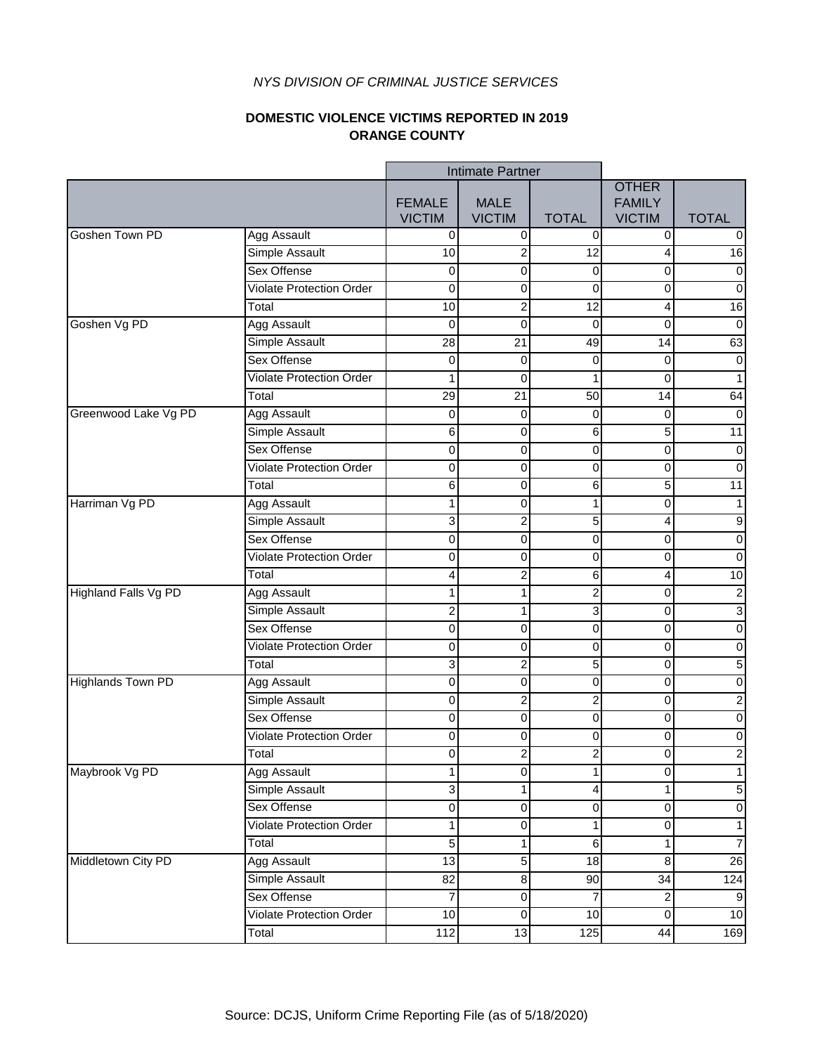*NYS DIVISION OF CRIMINAL JUSTICE SERVICES*

**DOMESTIC VIOLENCE VICTIMS REPORTED IN 2019**
**ORANGE COUNTY**

| | | Intimate Partner | | | | |
|---|---|---|---|---|---|---|
| | | FEMALE VICTIM | MALE VICTIM | TOTAL | OTHER FAMILY VICTIM | TOTAL |
| Goshen Town PD | Agg Assault | 0 | 0 | 0 | 0 | 0 |
| | Simple Assault | 10 | 2 | 12 | 4 | 16 |
| | Sex Offense | 0 | 0 | 0 | 0 | 0 |
| | Violate Protection Order | 0 | 0 | 0 | 0 | 0 |
| | Total | 10 | 2 | 12 | 4 | 16 |
| Goshen Vg PD | Agg Assault | 0 | 0 | 0 | 0 | 0 |
| | Simple Assault | 28 | 21 | 49 | 14 | 63 |
| | Sex Offense | 0 | 0 | 0 | 0 | 0 |
| | Violate Protection Order | 1 | 0 | 1 | 0 | 1 |
| | Total | 29 | 21 | 50 | 14 | 64 |
| Greenwood Lake Vg PD | Agg Assault | 0 | 0 | 0 | 0 | 0 |
| | Simple Assault | 6 | 0 | 6 | 5 | 11 |
| | Sex Offense | 0 | 0 | 0 | 0 | 0 |
| | Violate Protection Order | 0 | 0 | 0 | 0 | 0 |
| | Total | 6 | 0 | 6 | 5 | 11 |
| Harriman Vg PD | Agg Assault | 1 | 0 | 1 | 0 | 1 |
| | Simple Assault | 3 | 2 | 5 | 4 | 9 |
| | Sex Offense | 0 | 0 | 0 | 0 | 0 |
| | Violate Protection Order | 0 | 0 | 0 | 0 | 0 |
| | Total | 4 | 2 | 6 | 4 | 10 |
| Highland Falls Vg PD | Agg Assault | 1 | 1 | 2 | 0 | 2 |
| | Simple Assault | 2 | 1 | 3 | 0 | 3 |
| | Sex Offense | 0 | 0 | 0 | 0 | 0 |
| | Violate Protection Order | 0 | 0 | 0 | 0 | 0 |
| | Total | 3 | 2 | 5 | 0 | 5 |
| Highlands Town PD | Agg Assault | 0 | 0 | 0 | 0 | 0 |
| | Simple Assault | 0 | 2 | 2 | 0 | 2 |
| | Sex Offense | 0 | 0 | 0 | 0 | 0 |
| | Violate Protection Order | 0 | 0 | 0 | 0 | 0 |
| | Total | 0 | 2 | 2 | 0 | 2 |
| Maybrook Vg PD | Agg Assault | 1 | 0 | 1 | 0 | 1 |
| | Simple Assault | 3 | 1 | 4 | 1 | 5 |
| | Sex Offense | 0 | 0 | 0 | 0 | 0 |
| | Violate Protection Order | 1 | 0 | 1 | 0 | 1 |
| | Total | 5 | 1 | 6 | 1 | 7 |
| Middletown City PD | Agg Assault | 13 | 5 | 18 | 8 | 26 |
| | Simple Assault | 82 | 8 | 90 | 34 | 124 |
| | Sex Offense | 7 | 0 | 7 | 2 | 9 |
| | Violate Protection Order | 10 | 0 | 10 | 0 | 10 |
| | Total | 112 | 13 | 125 | 44 | 169 |

Source: DCJS, Uniform Crime Reporting File (as of 5/18/2020)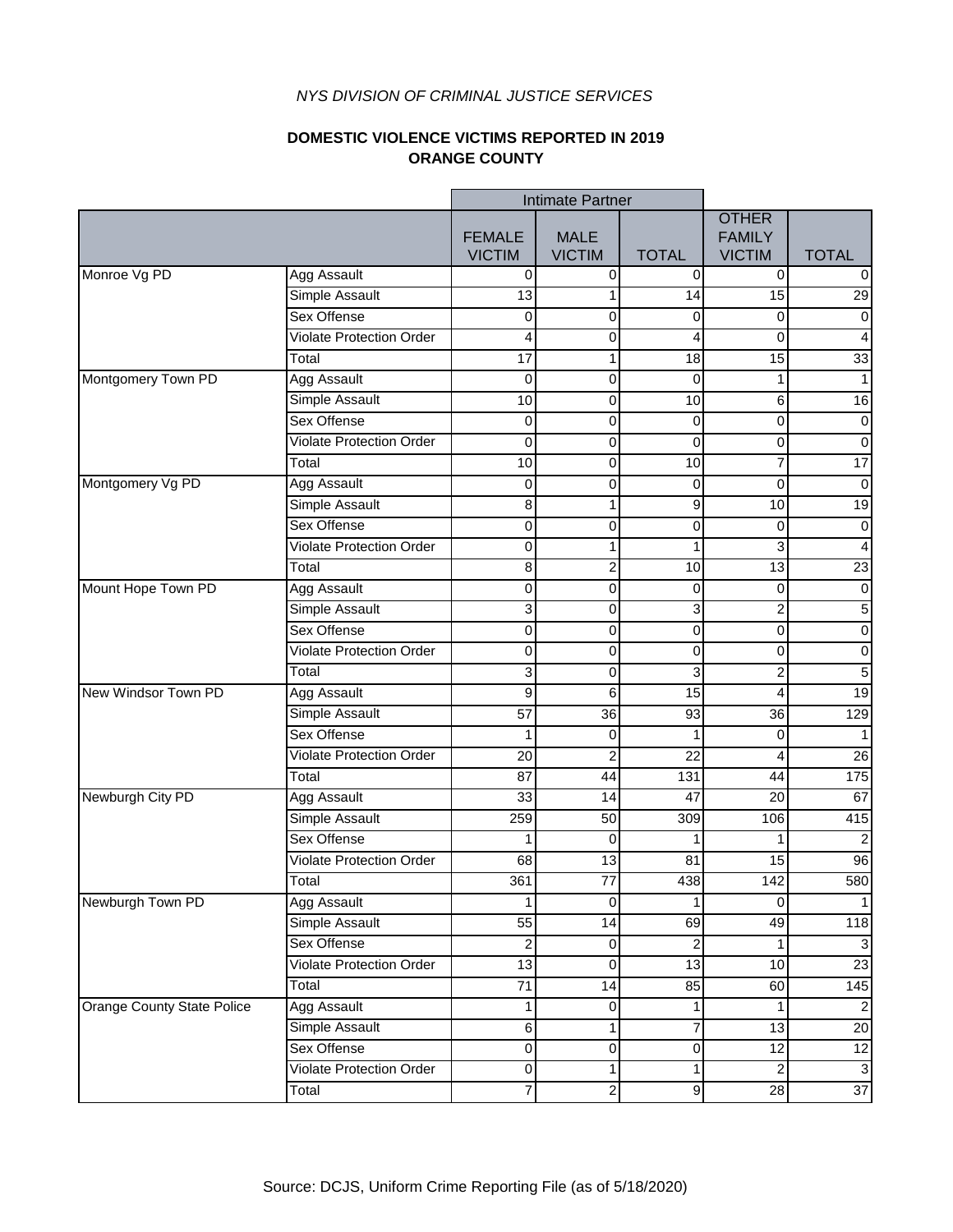*NYS DIVISION OF CRIMINAL JUSTICE SERVICES*

**DOMESTIC VIOLENCE VICTIMS REPORTED IN 2019**
**ORANGE COUNTY**

| | | Intimate Partner | | | | |
|---|---|---|---|---|---|---|
| | | FEMALE VICTIM | MALE VICTIM | TOTAL | OTHER FAMILY VICTIM | TOTAL |
| Monroe Vg PD | Agg Assault | 0 | 0 | 0 | 0 | 0 |
| | Simple Assault | 13 | 1 | 14 | 15 | 29 |
| | Sex Offense | 0 | 0 | 0 | 0 | 0 |
| | Violate Protection Order | 4 | 0 | 4 | 0 | 4 |
| | Total | 17 | 1 | 18 | 15 | 33 |
| Montgomery Town PD | Agg Assault | 0 | 0 | 0 | 1 | 1 |
| | Simple Assault | 10 | 0 | 10 | 6 | 16 |
| | Sex Offense | 0 | 0 | 0 | 0 | 0 |
| | Violate Protection Order | 0 | 0 | 0 | 0 | 0 |
| | Total | 10 | 0 | 10 | 7 | 17 |
| Montgomery Vg PD | Agg Assault | 0 | 0 | 0 | 0 | 0 |
| | Simple Assault | 8 | 1 | 9 | 10 | 19 |
| | Sex Offense | 0 | 0 | 0 | 0 | 0 |
| | Violate Protection Order | 0 | 1 | 1 | 3 | 4 |
| | Total | 8 | 2 | 10 | 13 | 23 |
| Mount Hope Town PD | Agg Assault | 0 | 0 | 0 | 0 | 0 |
| | Simple Assault | 3 | 0 | 3 | 2 | 5 |
| | Sex Offense | 0 | 0 | 0 | 0 | 0 |
| | Violate Protection Order | 0 | 0 | 0 | 0 | 0 |
| | Total | 3 | 0 | 3 | 2 | 5 |
| New Windsor Town PD | Agg Assault | 9 | 6 | 15 | 4 | 19 |
| | Simple Assault | 57 | 36 | 93 | 36 | 129 |
| | Sex Offense | 1 | 0 | 1 | 0 | 1 |
| | Violate Protection Order | 20 | 2 | 22 | 4 | 26 |
| | Total | 87 | 44 | 131 | 44 | 175 |
| Newburgh City PD | Agg Assault | 33 | 14 | 47 | 20 | 67 |
| | Simple Assault | 259 | 50 | 309 | 106 | 415 |
| | Sex Offense | 1 | 0 | 1 | 1 | 2 |
| | Violate Protection Order | 68 | 13 | 81 | 15 | 96 |
| | Total | 361 | 77 | 438 | 142 | 580 |
| Newburgh Town PD | Agg Assault | 1 | 0 | 1 | 0 | 1 |
| | Simple Assault | 55 | 14 | 69 | 49 | 118 |
| | Sex Offense | 2 | 0 | 2 | 1 | 3 |
| | Violate Protection Order | 13 | 0 | 13 | 10 | 23 |
| | Total | 71 | 14 | 85 | 60 | 145 |
| Orange County State Police | Agg Assault | 1 | 0 | 1 | 1 | 2 |
| | Simple Assault | 6 | 1 | 7 | 13 | 20 |
| | Sex Offense | 0 | 0 | 0 | 12 | 12 |
| | Violate Protection Order | 0 | 1 | 1 | 2 | 3 |
| | Total | 7 | 2 | 9 | 28 | 37 |

Source: DCJS, Uniform Crime Reporting File (as of 5/18/2020)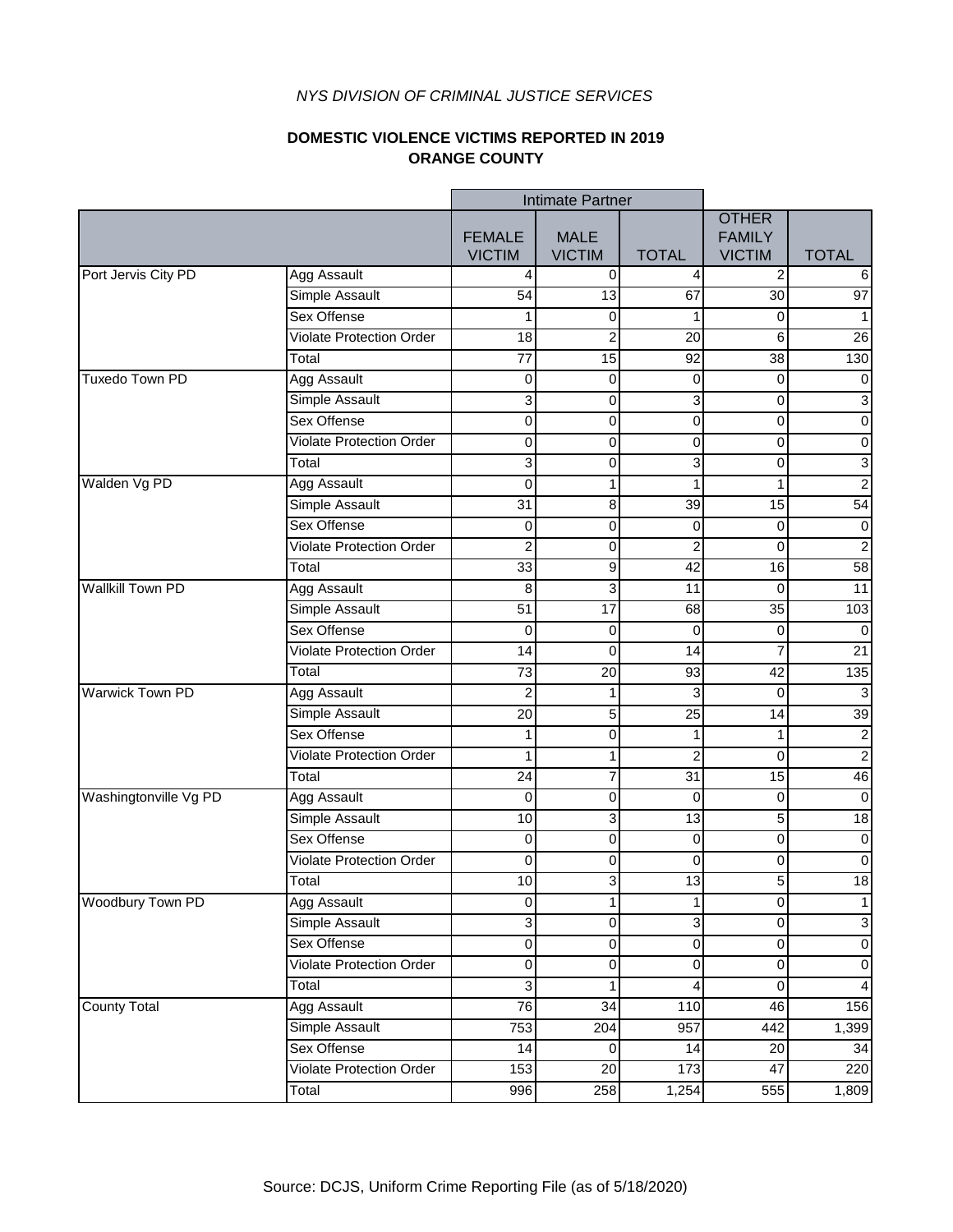*NYS DIVISION OF CRIMINAL JUSTICE SERVICES*

**DOMESTIC VIOLENCE VICTIMS REPORTED IN 2019**
**ORANGE COUNTY**

| | | Intimate Partner | | | | |
|---|---|---|---|---|---|---|
| | | FEMALE VICTIM | MALE VICTIM | TOTAL | OTHER FAMILY VICTIM | TOTAL |
| Port Jervis City PD | Agg Assault | 4 | 0 | 4 | 2 | 6 |
| | Simple Assault | 54 | 13 | 67 | 30 | 97 |
| | Sex Offense | 1 | 0 | 1 | 0 | 1 |
| | Violate Protection Order | 18 | 2 | 20 | 6 | 26 |
| | Total | 77 | 15 | 92 | 38 | 130 |
| Tuxedo Town PD | Agg Assault | 0 | 0 | 0 | 0 | 0 |
| | Simple Assault | 3 | 0 | 3 | 0 | 3 |
| | Sex Offense | 0 | 0 | 0 | 0 | 0 |
| | Violate Protection Order | 0 | 0 | 0 | 0 | 0 |
| | Total | 3 | 0 | 3 | 0 | 3 |
| Walden Vg PD | Agg Assault | 0 | 1 | 1 | 1 | 2 |
| | Simple Assault | 31 | 8 | 39 | 15 | 54 |
| | Sex Offense | 0 | 0 | 0 | 0 | 0 |
| | Violate Protection Order | 2 | 0 | 2 | 0 | 2 |
| | Total | 33 | 9 | 42 | 16 | 58 |
| Wallkill Town PD | Agg Assault | 8 | 3 | 11 | 0 | 11 |
| | Simple Assault | 51 | 17 | 68 | 35 | 103 |
| | Sex Offense | 0 | 0 | 0 | 0 | 0 |
| | Violate Protection Order | 14 | 0 | 14 | 7 | 21 |
| | Total | 73 | 20 | 93 | 42 | 135 |
| Warwick Town PD | Agg Assault | 2 | 1 | 3 | 0 | 3 |
| | Simple Assault | 20 | 5 | 25 | 14 | 39 |
| | Sex Offense | 1 | 0 | 1 | 1 | 2 |
| | Violate Protection Order | 1 | 1 | 2 | 0 | 2 |
| | Total | 24 | 7 | 31 | 15 | 46 |
| Washingtonville Vg PD | Agg Assault | 0 | 0 | 0 | 0 | 0 |
| | Simple Assault | 10 | 3 | 13 | 5 | 18 |
| | Sex Offense | 0 | 0 | 0 | 0 | 0 |
| | Violate Protection Order | 0 | 0 | 0 | 0 | 0 |
| | Total | 10 | 3 | 13 | 5 | 18 |
| Woodbury Town PD | Agg Assault | 0 | 1 | 1 | 0 | 1 |
| | Simple Assault | 3 | 0 | 3 | 0 | 3 |
| | Sex Offense | 0 | 0 | 0 | 0 | 0 |
| | Violate Protection Order | 0 | 0 | 0 | 0 | 0 |
| | Total | 3 | 1 | 4 | 0 | 4 |
| County Total | Agg Assault | 76 | 34 | 110 | 46 | 156 |
| | Simple Assault | 753 | 204 | 957 | 442 | 1,399 |
| | Sex Offense | 14 | 0 | 14 | 20 | 34 |
| | Violate Protection Order | 153 | 20 | 173 | 47 | 220 |
| | Total | 996 | 258 | 1,254 | 555 | 1,809 |

Source: DCJS, Uniform Crime Reporting File (as of 5/18/2020)